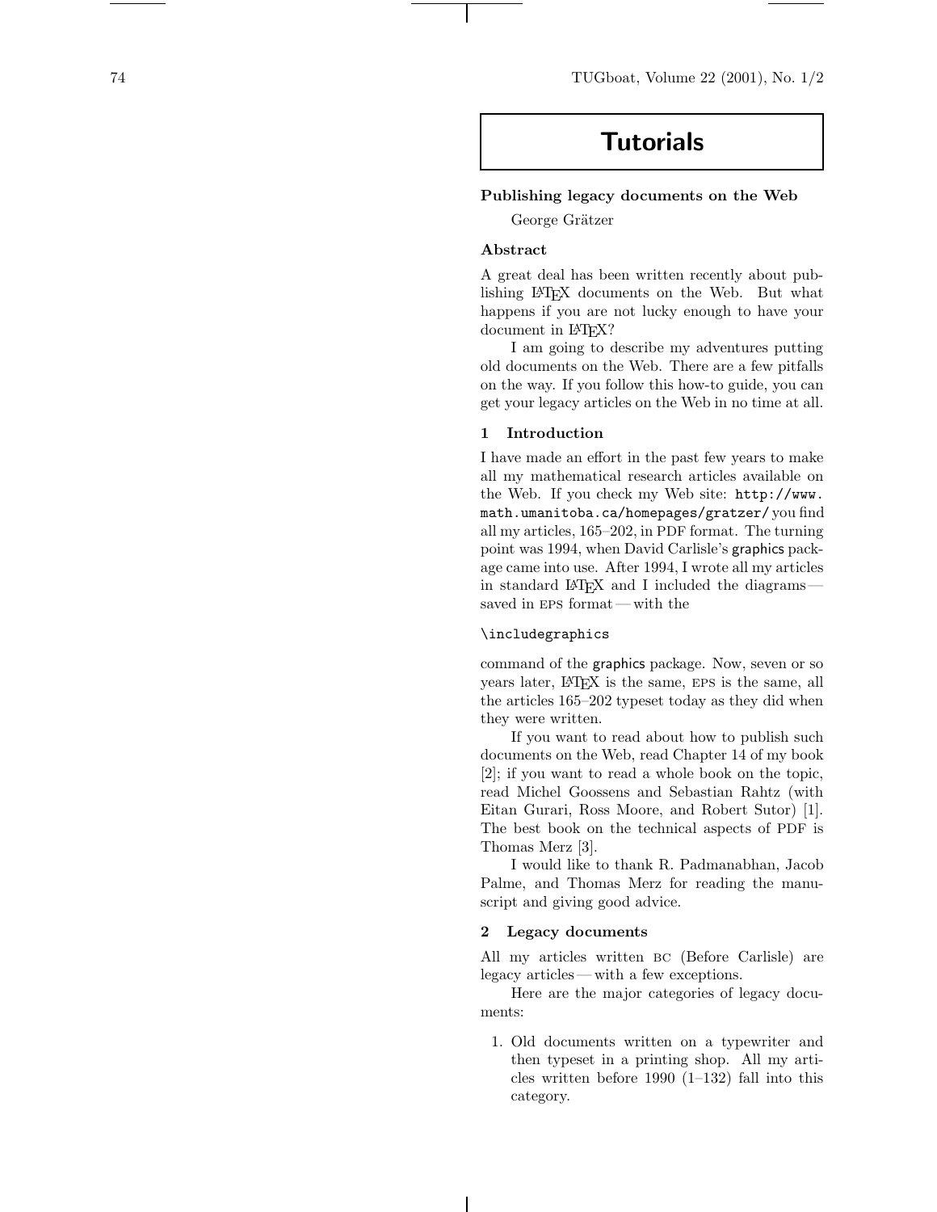# Tutorials

## Publishing legacy documents on the Web

George Grätzer

### Abstract

A great deal has been written recently about publishing LaTeX documents on the Web. But what happens if you are not lucky enough to have your document in LaTeX?

I am going to describe my adventures putting old documents on the Web. There are a few pitfalls on the way. If you follow this how-to guide, you can get your legacy articles on the Web in no time at all.

### 1 Introduction

I have made an effort in the past few years to make all my mathematical research articles available on the Web. If you check my Web site: `http://www.math.umanitoba.ca/homepages/gratzer/` you find all my articles, 165–202, in PDF format. The turning point was 1994, when David Carlisle's graphics package came into use. After 1994, I wrote all my articles in standard LaTeX and I included the diagrams—saved in EPS format—with the

```
\includegraphics
```

command of the graphics package. Now, seven or so years later, LaTeX is the same, EPS is the same, all the articles 165–202 typeset today as they did when they were written.

If you want to read about how to publish such documents on the Web, read Chapter 14 of my book [2]; if you want to read a whole book on the topic, read Michel Goossens and Sebastian Rahtz (with Eitan Gurari, Ross Moore, and Robert Sutor) [1]. The best book on the technical aspects of PDF is Thomas Merz [3].

I would like to thank R. Padmanabhan, Jacob Palme, and Thomas Merz for reading the manuscript and giving good advice.

### 2 Legacy documents

All my articles written BC (Before Carlisle) are legacy articles—with a few exceptions.

Here are the major categories of legacy documents:

1. Old documents written on a typewriter and then typeset in a printing shop. All my articles written before 1990 (1–132) fall into this category.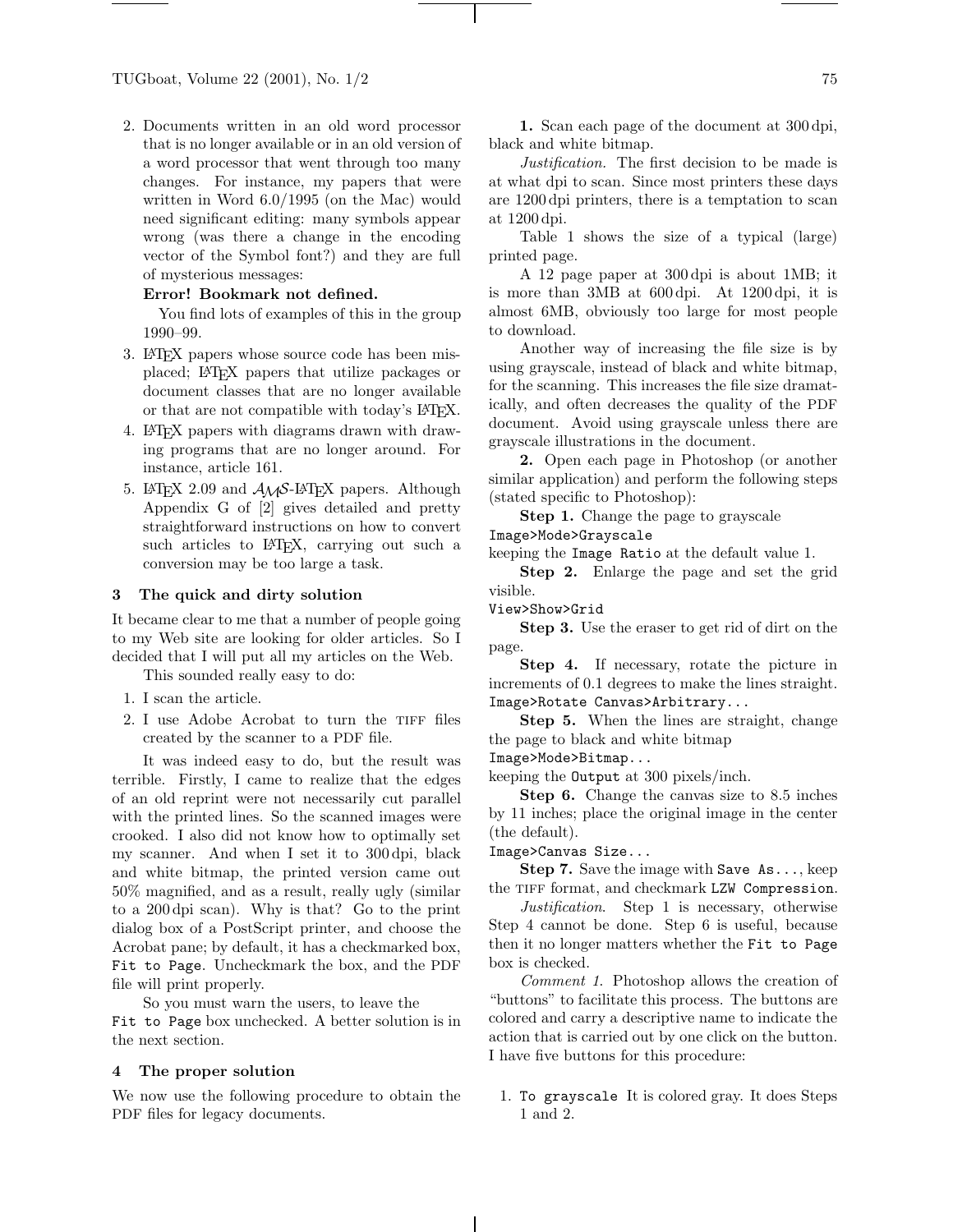2. Documents written in an old word processor that is no longer available or in an old version of a word processor that went through too many changes. For instance, my papers that were written in Word 6.0/1995 (on the Mac) would need significant editing: many symbols appear wrong (was there a change in the encoding vector of the Symbol font?) and they are full of mysterious messages:

   **Error! Bookmark not defined.**

   You find lots of examples of this in the group 1990–99.
3. LaTeX papers whose source code has been misplaced; LaTeX papers that utilize packages or document classes that are no longer available or that are not compatible with today's LaTeX.
4. LaTeX papers with diagrams drawn with drawing programs that are no longer around. For instance, article 161.
5. LaTeX 2.09 and AMS-LaTeX papers. Although Appendix G of [2] gives detailed and pretty straightforward instructions on how to convert such articles to LaTeX, carrying out such a conversion may be too large a task.

## 3 The quick and dirty solution

It became clear to me that a number of people going to my Web site are looking for older articles. So I decided that I will put all my articles on the Web.

This sounded really easy to do:

1. I scan the article.
2. I use Adobe Acrobat to turn the TIFF files created by the scanner to a PDF file.

It was indeed easy to do, but the result was terrible. Firstly, I came to realize that the edges of an old reprint were not necessarily cut parallel with the printed lines. So the scanned images were crooked. I also did not know how to optimally set my scanner. And when I set it to 300 dpi, black and white bitmap, the printed version came out 50% magnified, and as a result, really ugly (similar to a 200 dpi scan). Why is that? Go to the print dialog box of a PostScript printer, and choose the Acrobat pane; by default, it has a checkmarked box, `Fit to Page`. Uncheckmark the box, and the PDF file will print properly.

So you must warn the users, to leave the `Fit to Page` box unchecked. A better solution is in the next section.

## 4 The proper solution

We now use the following procedure to obtain the PDF files for legacy documents.

**1.** Scan each page of the document at 300 dpi, black and white bitmap.

*Justification.* The first decision to be made is at what dpi to scan. Since most printers these days are 1200 dpi printers, there is a temptation to scan at 1200 dpi.

Table 1 shows the size of a typical (large) printed page.

A 12 page paper at 300 dpi is about 1MB; it is more than 3MB at 600 dpi. At 1200 dpi, it is almost 6MB, obviously too large for most people to download.

Another way of increasing the file size is by using grayscale, instead of black and white bitmap, for the scanning. This increases the file size dramatically, and often decreases the quality of the PDF document. Avoid using grayscale unless there are grayscale illustrations in the document.

**2.** Open each page in Photoshop (or another similar application) and perform the following steps (stated specific to Photoshop):

**Step 1.** Change the page to grayscale
`Image>Mode>Grayscale`
keeping the `Image Ratio` at the default value 1.

**Step 2.** Enlarge the page and set the grid visible.
`View>Show>Grid`

**Step 3.** Use the eraser to get rid of dirt on the page.

**Step 4.** If necessary, rotate the picture in increments of 0.1 degrees to make the lines straight.
`Image>Rotate Canvas>Arbitrary...`

**Step 5.** When the lines are straight, change the page to black and white bitmap
`Image>Mode>Bitmap...`
keeping the `Output` at 300 pixels/inch.

**Step 6.** Change the canvas size to 8.5 inches by 11 inches; place the original image in the center (the default).
`Image>Canvas Size...`

**Step 7.** Save the image with `Save As...`, keep the TIFF format, and checkmark `LZW Compression`.

*Justification*. Step 1 is necessary, otherwise Step 4 cannot be done. Step 6 is useful, because then it no longer matters whether the `Fit to Page` box is checked.

*Comment 1.* Photoshop allows the creation of "buttons" to facilitate this process. The buttons are colored and carry a descriptive name to indicate the action that is carried out by one click on the button. I have five buttons for this procedure:

1. `To grayscale` It is colored gray. It does Steps 1 and 2.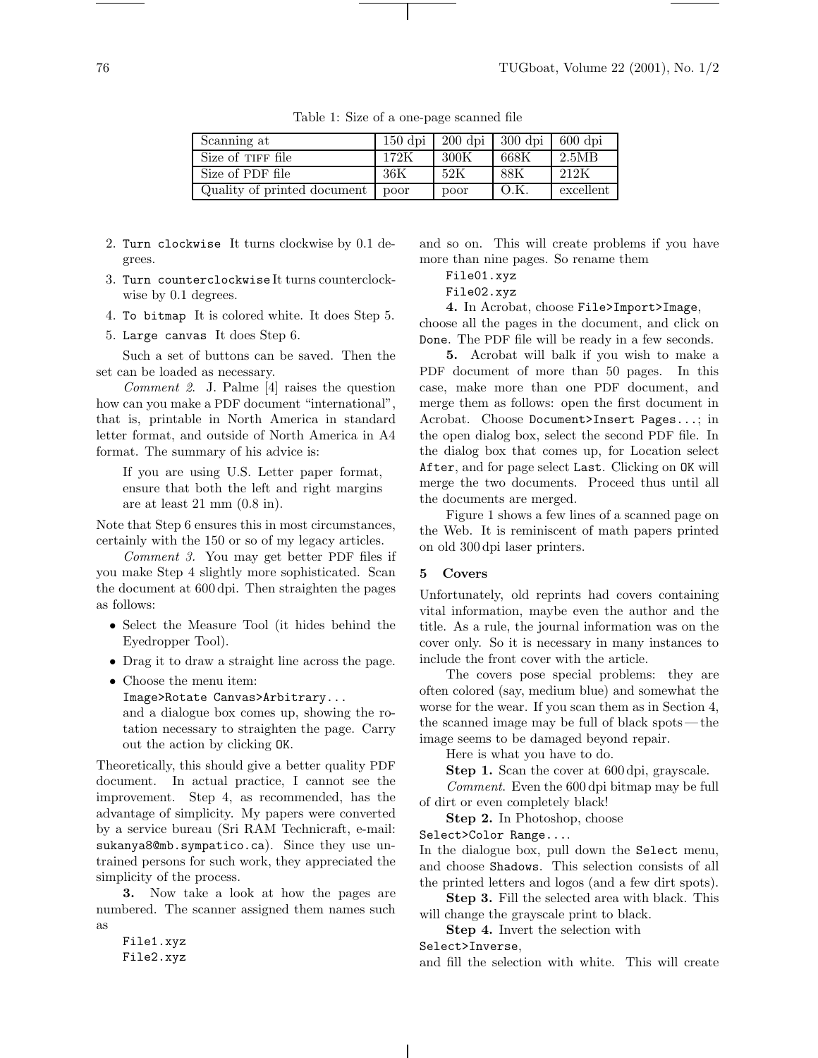Table 1: Size of a one-page scanned file

| Scanning at | 150 dpi | 200 dpi | 300 dpi | 600 dpi |
|---|---|---|---|---|
| Size of TIFF file | 172K | 300K | 668K | 2.5MB |
| Size of PDF file | 36K | 52K | 88K | 212K |
| Quality of printed document | poor | poor | O.K. | excellent |

2. `Turn clockwise` It turns clockwise by 0.1 degrees.
3. `Turn counterclockwise` It turns counterclockwise by 0.1 degrees.
4. `To bitmap` It is colored white. It does Step 5.
5. `Large canvas` It does Step 6.

Such a set of buttons can be saved. Then the set can be loaded as necessary.

*Comment 2*. J. Palme [4] raises the question how can you make a PDF document "international", that is, printable in North America in standard letter format, and outside of North America in A4 format. The summary of his advice is:

> If you are using U.S. Letter paper format, ensure that both the left and right margins are at least 21 mm (0.8 in).

Note that Step 6 ensures this in most circumstances, certainly with the 150 or so of my legacy articles.

*Comment 3*. You may get better PDF files if you make Step 4 slightly more sophisticated. Scan the document at 600 dpi. Then straighten the pages as follows:

- Select the Measure Tool (it hides behind the Eyedropper Tool).
- Drag it to draw a straight line across the page.
- Choose the menu item:
  `Image>Rotate Canvas>Arbitrary...`
  and a dialogue box comes up, showing the rotation necessary to straighten the page. Carry out the action by clicking `OK`.

Theoretically, this should give a better quality PDF document. In actual practice, I cannot see the improvement. Step 4, as recommended, has the advantage of simplicity. My papers were converted by a service bureau (Sri RAM Technicraft, e-mail: `sukanya8@mb.sympatico.ca`). Since they use untrained persons for such work, they appreciated the simplicity of the process.

**3.** Now take a look at how the pages are numbered. The scanner assigned them names such as

```
File1.xyz
File2.xyz
```

and so on. This will create problems if you have more than nine pages. So rename them

```
File01.xyz
File02.xyz
```

**4.** In Acrobat, choose `File>Import>Image`, choose all the pages in the document, and click on `Done`. The PDF file will be ready in a few seconds.

**5.** Acrobat will balk if you wish to make a PDF document of more than 50 pages. In this case, make more than one PDF document, and merge them as follows: open the first document in Acrobat. Choose `Document>Insert Pages...`; in the open dialog box, select the second PDF file. In the dialog box that comes up, for Location select `After`, and for page select `Last`. Clicking on `OK` will merge the two documents. Proceed thus until all the documents are merged.

Figure 1 shows a few lines of a scanned page on the Web. It is reminiscent of math papers printed on old 300 dpi laser printers.

## 5 Covers

Unfortunately, old reprints had covers containing vital information, maybe even the author and the title. As a rule, the journal information was on the cover only. So it is necessary in many instances to include the front cover with the article.

The covers pose special problems: they are often colored (say, medium blue) and somewhat the worse for the wear. If you scan them as in Section 4, the scanned image may be full of black spots — the image seems to be damaged beyond repair.

Here is what you have to do.

**Step 1.** Scan the cover at 600 dpi, grayscale.

*Comment*. Even the 600 dpi bitmap may be full of dirt or even completely black!

**Step 2.** In Photoshop, choose
`Select>Color Range...`.
In the dialogue box, pull down the `Select` menu, and choose `Shadows`. This selection consists of all the printed letters and logos (and a few dirt spots).

**Step 3.** Fill the selected area with black. This will change the grayscale print to black.

**Step 4.** Invert the selection with
`Select>Inverse`,
and fill the selection with white. This will create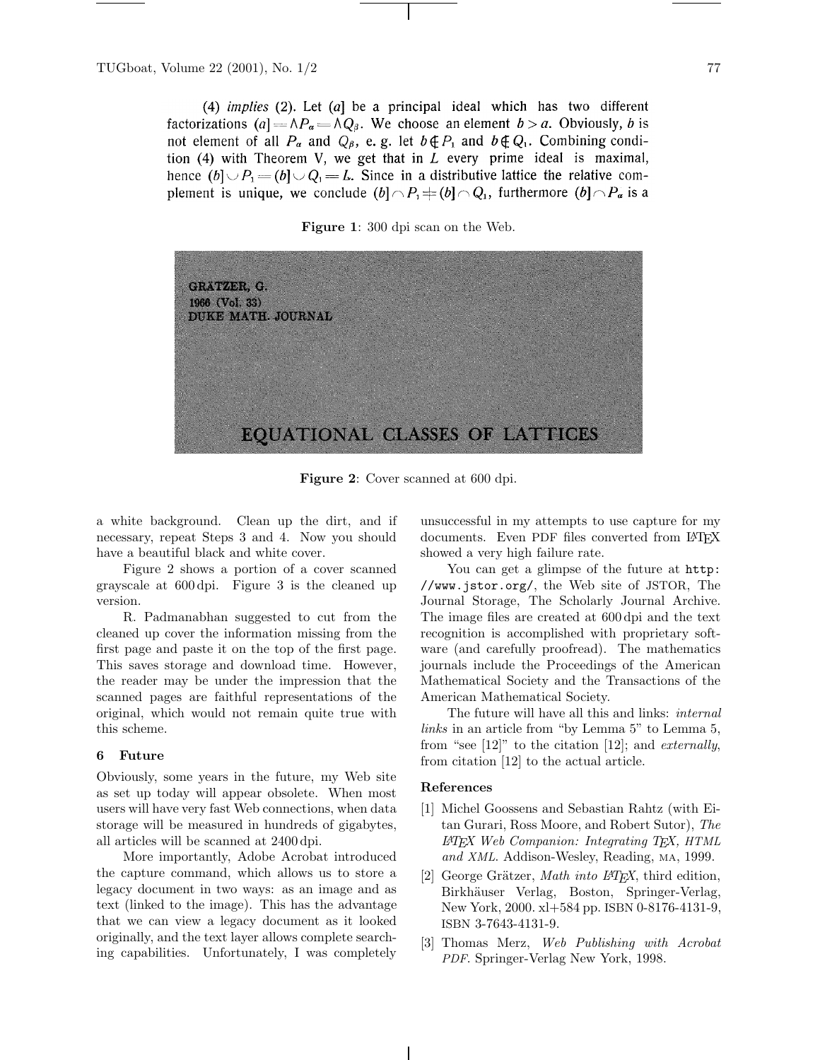(4) *implies* (2). Let $(a]$ be a principal ideal which has two different factorizations $(a] = \wedge P_\alpha = \wedge Q_\beta$. We choose an element $b > a$. Obviously, $b$ is not element of all $P_\alpha$ and $Q_\beta$, e. g. let $b \notin P_1$ and $b \notin Q_1$. Combining condition (4) with Theorem V, we get that in $L$ every prime ideal is maximal, hence $(b] \cup P_1 = (b] \cup Q_1 = L$. Since in a distributive lattice the relative complement is unique, we conclude $(b] \cap P_1 \neq (b] \cap Q_1$, furthermore $(b] \cap P_\alpha$ is a

**Figure 1**: 300 dpi scan on the Web.

GRÄTZER, G.
1966 (Vol. 33)
DUKE MATH. JOURNAL

EQUATIONAL CLASSES OF LATTICES

**Figure 2**: Cover scanned at 600 dpi.

a white background. Clean up the dirt, and if necessary, repeat Steps 3 and 4. Now you should have a beautiful black and white cover.

Figure 2 shows a portion of a cover scanned grayscale at 600 dpi. Figure 3 is the cleaned up version.

R. Padmanabhan suggested to cut from the cleaned up cover the information missing from the first page and paste it on the top of the first page. This saves storage and download time. However, the reader may be under the impression that the scanned pages are faithful representations of the original, which would not remain quite true with this scheme.

## 6 Future

Obviously, some years in the future, my Web site as set up today will appear obsolete. When most users will have very fast Web connections, when data storage will be measured in hundreds of gigabytes, all articles will be scanned at 2400 dpi.

More importantly, Adobe Acrobat introduced the capture command, which allows us to store a legacy document in two ways: as an image and as text (linked to the image). This has the advantage that we can view a legacy document as it looked originally, and the text layer allows complete searching capabilities. Unfortunately, I was completely unsuccessful in my attempts to use capture for my documents. Even PDF files converted from LaTeX showed a very high failure rate.

You can get a glimpse of the future at `http://www.jstor.org/`, the Web site of JSTOR, The Journal Storage, The Scholarly Journal Archive. The image files are created at 600 dpi and the text recognition is accomplished with proprietary software (and carefully proofread). The mathematics journals include the Proceedings of the American Mathematical Society and the Transactions of the American Mathematical Society.

The future will have all this and links: *internal links* in an article from "by Lemma 5" to Lemma 5, from "see [12]" to the citation [12]; and *externally*, from citation [12] to the actual article.

### References

[1] Michel Goossens and Sebastian Rahtz (with Eitan Gurari, Ross Moore, and Robert Sutor), *The LaTeX Web Companion: Integrating TeX, HTML and XML*. Addison-Wesley, Reading, MA, 1999.

[2] George Grätzer, *Math into LaTeX*, third edition, Birkhäuser Verlag, Boston, Springer-Verlag, New York, 2000. xl+584 pp. ISBN 0-8176-4131-9, ISBN 3-7643-4131-9.

[3] Thomas Merz, *Web Publishing with Acrobat PDF*. Springer-Verlag New York, 1998.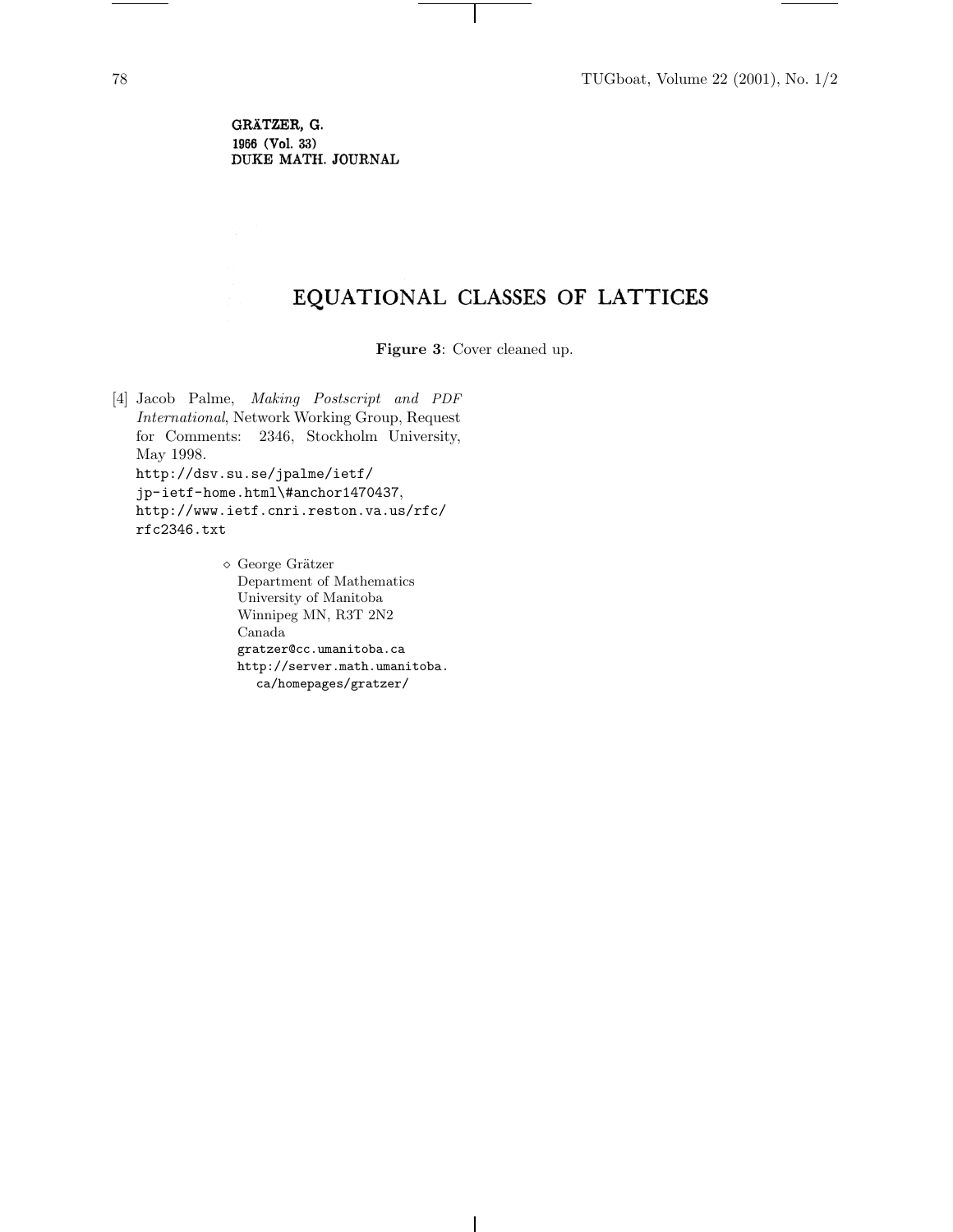GRÄTZER, G.
1966 (Vol. 33)
DUKE MATH. JOURNAL

EQUATIONAL CLASSES OF LATTICES

**Figure 3**: Cover cleaned up.

[4] Jacob Palme, *Making Postscript and PDF International*, Network Working Group, Request for Comments: 2346, Stockholm University, May 1998.
`http://dsv.su.se/jpalme/ietf/jp-ietf-home.html\#anchor1470437`,
`http://www.ietf.cnri.reston.va.us/rfc/rfc2346.txt`

◇ George Grätzer
Department of Mathematics
University of Manitoba
Winnipeg MN, R3T 2N2
Canada
`gratzer@cc.umanitoba.ca`
`http://server.math.umanitoba.ca/homepages/gratzer/`